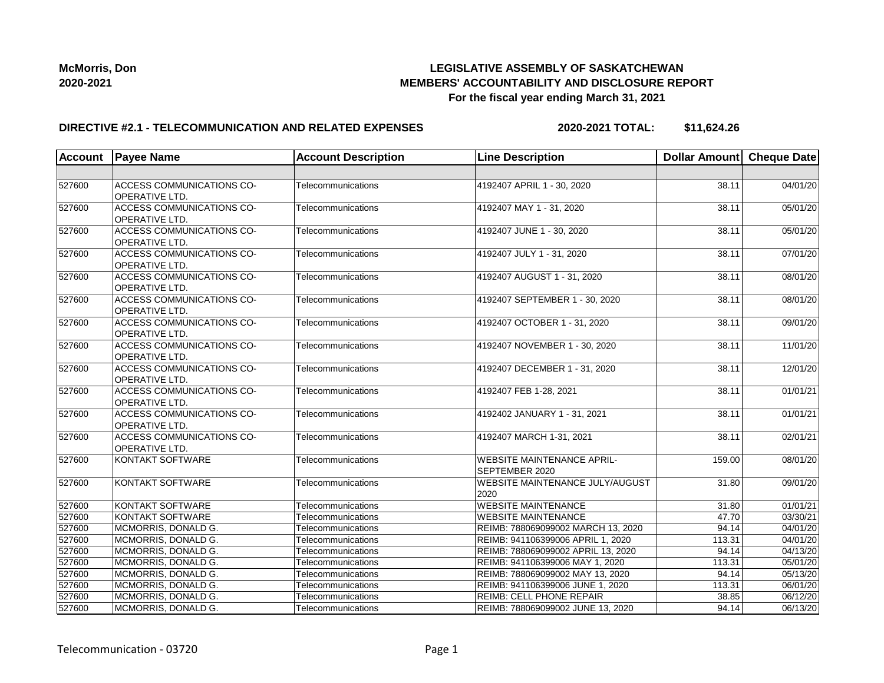**McMorris, Don**
**2020-2021**

# LEGISLATIVE ASSEMBLY OF SASKATCHEWAN
## MEMBERS' ACCOUNTABILITY AND DISCLOSURE REPORT
### For the fiscal year ending March 31, 2021

**DIRECTIVE #2.1 - TELECOMMUNICATION AND RELATED EXPENSES** **2020-2021 TOTAL: $11,624.26**

| Account | Payee Name | Account Description | Line Description | Dollar Amount | Cheque Date |
|---|---|---|---|---|---|
| | | | | | |
| 527600 | ACCESS COMMUNICATIONS CO-OPERATIVE LTD. | Telecommunications | 4192407 APRIL 1 - 30, 2020 | 38.11 | 04/01/20 |
| 527600 | ACCESS COMMUNICATIONS CO-OPERATIVE LTD. | Telecommunications | 4192407 MAY 1 - 31, 2020 | 38.11 | 05/01/20 |
| 527600 | ACCESS COMMUNICATIONS CO-OPERATIVE LTD. | Telecommunications | 4192407 JUNE 1 - 30, 2020 | 38.11 | 05/01/20 |
| 527600 | ACCESS COMMUNICATIONS CO-OPERATIVE LTD. | Telecommunications | 4192407 JULY 1 - 31, 2020 | 38.11 | 07/01/20 |
| 527600 | ACCESS COMMUNICATIONS CO-OPERATIVE LTD. | Telecommunications | 4192407 AUGUST 1 - 31, 2020 | 38.11 | 08/01/20 |
| 527600 | ACCESS COMMUNICATIONS CO-OPERATIVE LTD. | Telecommunications | 4192407 SEPTEMBER 1 - 30, 2020 | 38.11 | 08/01/20 |
| 527600 | ACCESS COMMUNICATIONS CO-OPERATIVE LTD. | Telecommunications | 4192407 OCTOBER 1 - 31, 2020 | 38.11 | 09/01/20 |
| 527600 | ACCESS COMMUNICATIONS CO-OPERATIVE LTD. | Telecommunications | 4192407 NOVEMBER 1 - 30, 2020 | 38.11 | 11/01/20 |
| 527600 | ACCESS COMMUNICATIONS CO-OPERATIVE LTD. | Telecommunications | 4192407 DECEMBER 1 - 31, 2020 | 38.11 | 12/01/20 |
| 527600 | ACCESS COMMUNICATIONS CO-OPERATIVE LTD. | Telecommunications | 4192407 FEB 1-28, 2021 | 38.11 | 01/01/21 |
| 527600 | ACCESS COMMUNICATIONS CO-OPERATIVE LTD. | Telecommunications | 4192402 JANUARY 1 - 31, 2021 | 38.11 | 01/01/21 |
| 527600 | ACCESS COMMUNICATIONS CO-OPERATIVE LTD. | Telecommunications | 4192407 MARCH 1-31, 2021 | 38.11 | 02/01/21 |
| 527600 | KONTAKT SOFTWARE | Telecommunications | WEBSITE MAINTENANCE APRIL-SEPTEMBER 2020 | 159.00 | 08/01/20 |
| 527600 | KONTAKT SOFTWARE | Telecommunications | WEBSITE MAINTENANCE JULY/AUGUST 2020 | 31.80 | 09/01/20 |
| 527600 | KONTAKT SOFTWARE | Telecommunications | WEBSITE MAINTENANCE | 31.80 | 01/01/21 |
| 527600 | KONTAKT SOFTWARE | Telecommunications | WEBSITE MAINTENANCE | 47.70 | 03/30/21 |
| 527600 | MCMORRIS, DONALD G. | Telecommunications | REIMB: 788069099002 MARCH 13, 2020 | 94.14 | 04/01/20 |
| 527600 | MCMORRIS, DONALD G. | Telecommunications | REIMB: 941106399006 APRIL 1, 2020 | 113.31 | 04/01/20 |
| 527600 | MCMORRIS, DONALD G. | Telecommunications | REIMB: 788069099002 APRIL 13, 2020 | 94.14 | 04/13/20 |
| 527600 | MCMORRIS, DONALD G. | Telecommunications | REIMB: 941106399006 MAY 1, 2020 | 113.31 | 05/01/20 |
| 527600 | MCMORRIS, DONALD G. | Telecommunications | REIMB: 788069099002 MAY 13, 2020 | 94.14 | 05/13/20 |
| 527600 | MCMORRIS, DONALD G. | Telecommunications | REIMB: 941106399006 JUNE 1, 2020 | 113.31 | 06/01/20 |
| 527600 | MCMORRIS, DONALD G. | Telecommunications | REIMB: CELL PHONE REPAIR | 38.85 | 06/12/20 |
| 527600 | MCMORRIS, DONALD G. | Telecommunications | REIMB: 788069099002 JUNE 13, 2020 | 94.14 | 06/13/20 |

Telecommunication - 03720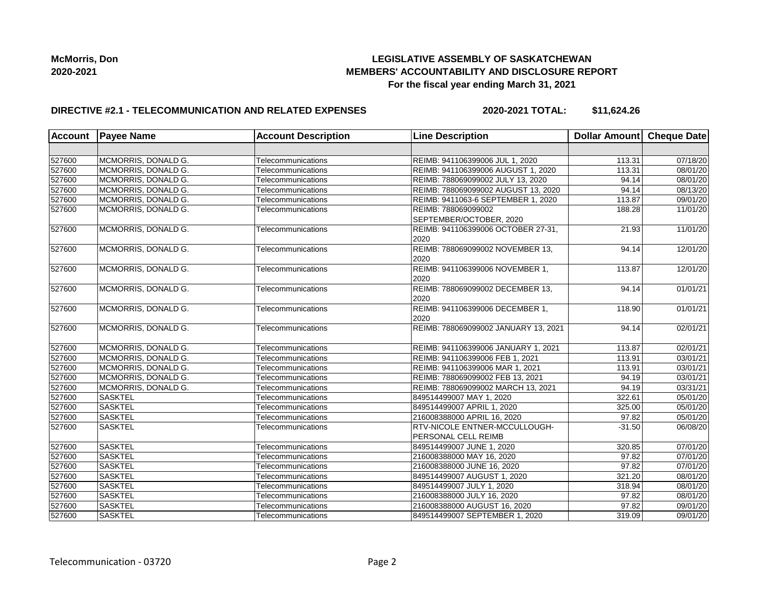**McMorris, Don**
**2020-2021**

# LEGISLATIVE ASSEMBLY OF SASKATCHEWAN
## MEMBERS' ACCOUNTABILITY AND DISCLOSURE REPORT
### For the fiscal year ending March 31, 2021

**DIRECTIVE #2.1 - TELECOMMUNICATION AND RELATED EXPENSES** **2020-2021 TOTAL: $11,624.26**

| Account | Payee Name | Account Description | Line Description | Dollar Amount | Cheque Date |
|---|---|---|---|---|---|
| | | | | | |
| 527600 | MCMORRIS, DONALD G. | Telecommunications | REIMB: 941106399006 JUL 1, 2020 | 113.31 | 07/18/20 |
| 527600 | MCMORRIS, DONALD G. | Telecommunications | REIMB: 941106399006 AUGUST 1, 2020 | 113.31 | 08/01/20 |
| 527600 | MCMORRIS, DONALD G. | Telecommunications | REIMB: 788069099002 JULY 13, 2020 | 94.14 | 08/01/20 |
| 527600 | MCMORRIS, DONALD G. | Telecommunications | REIMB: 788069099002 AUGUST 13, 2020 | 94.14 | 08/13/20 |
| 527600 | MCMORRIS, DONALD G. | Telecommunications | REIMB: 9411063-6 SEPTEMBER 1, 2020 | 113.87 | 09/01/20 |
| 527600 | MCMORRIS, DONALD G. | Telecommunications | REIMB: 788069099002 SEPTEMBER/OCTOBER, 2020 | 188.28 | 11/01/20 |
| 527600 | MCMORRIS, DONALD G. | Telecommunications | REIMB: 941106399006 OCTOBER 27-31, 2020 | 21.93 | 11/01/20 |
| 527600 | MCMORRIS, DONALD G. | Telecommunications | REIMB: 788069099002 NOVEMBER 13, 2020 | 94.14 | 12/01/20 |
| 527600 | MCMORRIS, DONALD G. | Telecommunications | REIMB: 941106399006 NOVEMBER 1, 2020 | 113.87 | 12/01/20 |
| 527600 | MCMORRIS, DONALD G. | Telecommunications | REIMB: 788069099002 DECEMBER 13, 2020 | 94.14 | 01/01/21 |
| 527600 | MCMORRIS, DONALD G. | Telecommunications | REIMB: 941106399006 DECEMBER 1, 2020 | 118.90 | 01/01/21 |
| 527600 | MCMORRIS, DONALD G. | Telecommunications | REIMB: 788069099002 JANUARY 13, 2021 | 94.14 | 02/01/21 |
| 527600 | MCMORRIS, DONALD G. | Telecommunications | REIMB: 941106399006 JANUARY 1, 2021 | 113.87 | 02/01/21 |
| 527600 | MCMORRIS, DONALD G. | Telecommunications | REIMB: 941106399006 FEB 1, 2021 | 113.91 | 03/01/21 |
| 527600 | MCMORRIS, DONALD G. | Telecommunications | REIMB: 941106399006 MAR 1, 2021 | 113.91 | 03/01/21 |
| 527600 | MCMORRIS, DONALD G. | Telecommunications | REIMB: 788069099002 FEB 13, 2021 | 94.19 | 03/01/21 |
| 527600 | MCMORRIS, DONALD G. | Telecommunications | REIMB: 788069099002 MARCH 13, 2021 | 94.19 | 03/31/21 |
| 527600 | SASKTEL | Telecommunications | 849514499007 MAY 1, 2020 | 322.61 | 05/01/20 |
| 527600 | SASKTEL | Telecommunications | 849514499007 APRIL 1, 2020 | 325.00 | 05/01/20 |
| 527600 | SASKTEL | Telecommunications | 216008388000 APRIL 16, 2020 | 97.82 | 05/01/20 |
| 527600 | SASKTEL | Telecommunications | RTV-NICOLE ENTNER-MCCULLOUGH-PERSONAL CELL REIMB | -31.50 | 06/08/20 |
| 527600 | SASKTEL | Telecommunications | 849514499007 JUNE 1, 2020 | 320.85 | 07/01/20 |
| 527600 | SASKTEL | Telecommunications | 216008388000 MAY 16, 2020 | 97.82 | 07/01/20 |
| 527600 | SASKTEL | Telecommunications | 216008388000 JUNE 16, 2020 | 97.82 | 07/01/20 |
| 527600 | SASKTEL | Telecommunications | 849514499007 AUGUST 1, 2020 | 321.20 | 08/01/20 |
| 527600 | SASKTEL | Telecommunications | 849514499007 JULY 1, 2020 | 318.94 | 08/01/20 |
| 527600 | SASKTEL | Telecommunications | 216008388000 JULY 16, 2020 | 97.82 | 08/01/20 |
| 527600 | SASKTEL | Telecommunications | 216008388000 AUGUST 16, 2020 | 97.82 | 09/01/20 |
| 527600 | SASKTEL | Telecommunications | 849514499007 SEPTEMBER 1, 2020 | 319.09 | 09/01/20 |

Telecommunication - 03720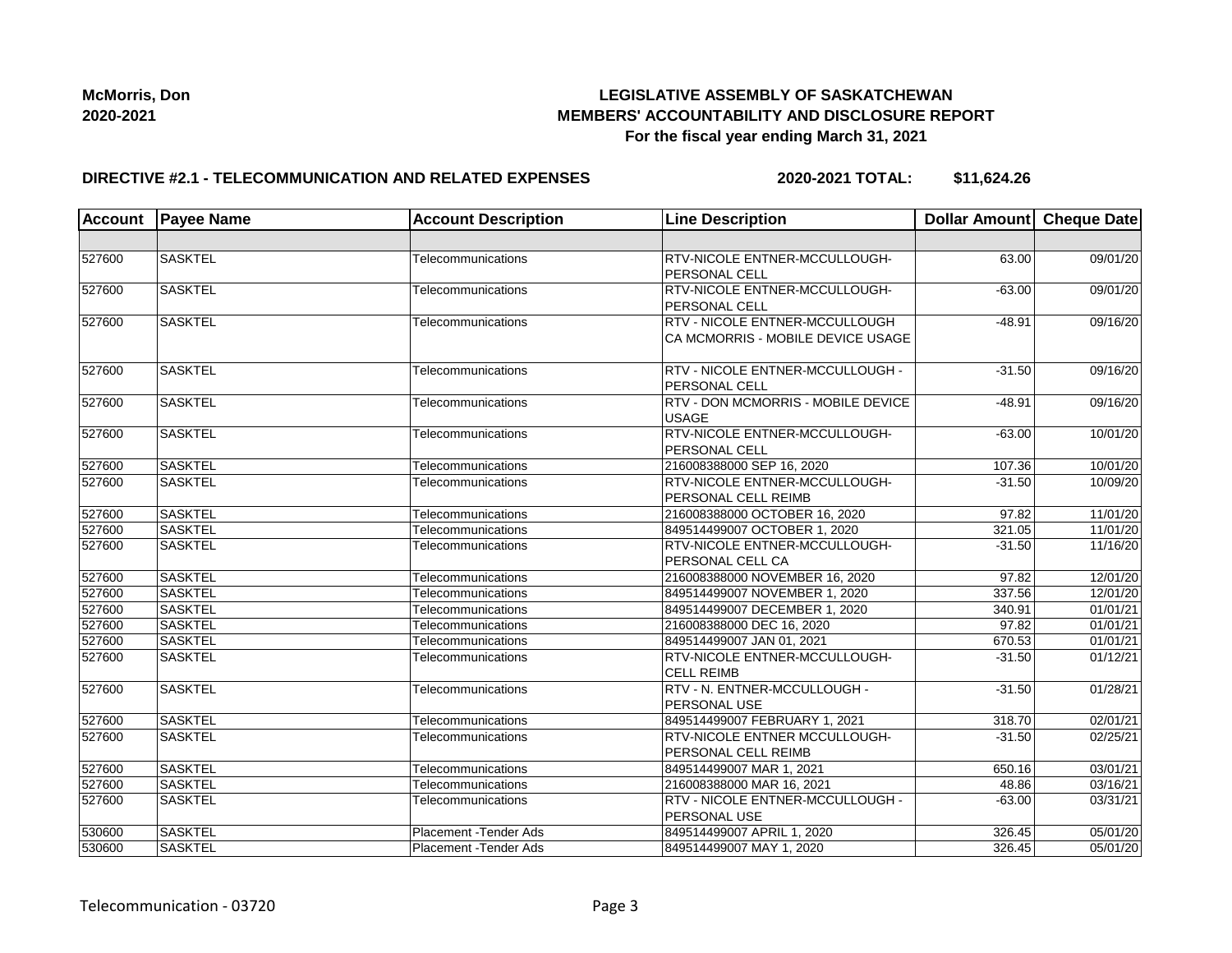**McMorris, Don**
**2020-2021**

# LEGISLATIVE ASSEMBLY OF SASKATCHEWAN
## MEMBERS' ACCOUNTABILITY AND DISCLOSURE REPORT
### For the fiscal year ending March 31, 2021

**DIRECTIVE #2.1 - TELECOMMUNICATION AND RELATED EXPENSES** **2020-2021 TOTAL: $11,624.26**

| Account | Payee Name | Account Description | Line Description | Dollar Amount | Cheque Date |
|---|---|---|---|---|---|
| | | | | | |
| 527600 | SASKTEL | Telecommunications | RTV-NICOLE ENTNER-MCCULLOUGH-PERSONAL CELL | 63.00 | 09/01/20 |
| 527600 | SASKTEL | Telecommunications | RTV-NICOLE ENTNER-MCCULLOUGH-PERSONAL CELL | -63.00 | 09/01/20 |
| 527600 | SASKTEL | Telecommunications | RTV - NICOLE ENTNER-MCCULLOUGH CA MCMORRIS - MOBILE DEVICE USAGE | -48.91 | 09/16/20 |
| 527600 | SASKTEL | Telecommunications | RTV - NICOLE ENTNER-MCCULLOUGH - PERSONAL CELL | -31.50 | 09/16/20 |
| 527600 | SASKTEL | Telecommunications | RTV - DON MCMORRIS - MOBILE DEVICE USAGE | -48.91 | 09/16/20 |
| 527600 | SASKTEL | Telecommunications | RTV-NICOLE ENTNER-MCCULLOUGH-PERSONAL CELL | -63.00 | 10/01/20 |
| 527600 | SASKTEL | Telecommunications | 216008388000 SEP 16, 2020 | 107.36 | 10/01/20 |
| 527600 | SASKTEL | Telecommunications | RTV-NICOLE ENTNER-MCCULLOUGH-PERSONAL CELL REIMB | -31.50 | 10/09/20 |
| 527600 | SASKTEL | Telecommunications | 216008388000 OCTOBER 16, 2020 | 97.82 | 11/01/20 |
| 527600 | SASKTEL | Telecommunications | 849514499007 OCTOBER 1, 2020 | 321.05 | 11/01/20 |
| 527600 | SASKTEL | Telecommunications | RTV-NICOLE ENTNER-MCCULLOUGH-PERSONAL CELL CA | -31.50 | 11/16/20 |
| 527600 | SASKTEL | Telecommunications | 216008388000 NOVEMBER 16, 2020 | 97.82 | 12/01/20 |
| 527600 | SASKTEL | Telecommunications | 849514499007 NOVEMBER 1, 2020 | 337.56 | 12/01/20 |
| 527600 | SASKTEL | Telecommunications | 849514499007 DECEMBER 1, 2020 | 340.91 | 01/01/21 |
| 527600 | SASKTEL | Telecommunications | 216008388000 DEC 16, 2020 | 97.82 | 01/01/21 |
| 527600 | SASKTEL | Telecommunications | 849514499007 JAN 01, 2021 | 670.53 | 01/01/21 |
| 527600 | SASKTEL | Telecommunications | RTV-NICOLE ENTNER-MCCULLOUGH-CELL REIMB | -31.50 | 01/12/21 |
| 527600 | SASKTEL | Telecommunications | RTV - N. ENTNER-MCCULLOUGH - PERSONAL USE | -31.50 | 01/28/21 |
| 527600 | SASKTEL | Telecommunications | 849514499007 FEBRUARY 1, 2021 | 318.70 | 02/01/21 |
| 527600 | SASKTEL | Telecommunications | RTV-NICOLE ENTNER MCCULLOUGH-PERSONAL CELL REIMB | -31.50 | 02/25/21 |
| 527600 | SASKTEL | Telecommunications | 849514499007 MAR 1, 2021 | 650.16 | 03/01/21 |
| 527600 | SASKTEL | Telecommunications | 216008388000 MAR 16, 2021 | 48.86 | 03/16/21 |
| 527600 | SASKTEL | Telecommunications | RTV - NICOLE ENTNER-MCCULLOUGH - PERSONAL USE | -63.00 | 03/31/21 |
| 530600 | SASKTEL | Placement -Tender Ads | 849514499007 APRIL 1, 2020 | 326.45 | 05/01/20 |
| 530600 | SASKTEL | Placement -Tender Ads | 849514499007 MAY 1, 2020 | 326.45 | 05/01/20 |

Telecommunication - 03720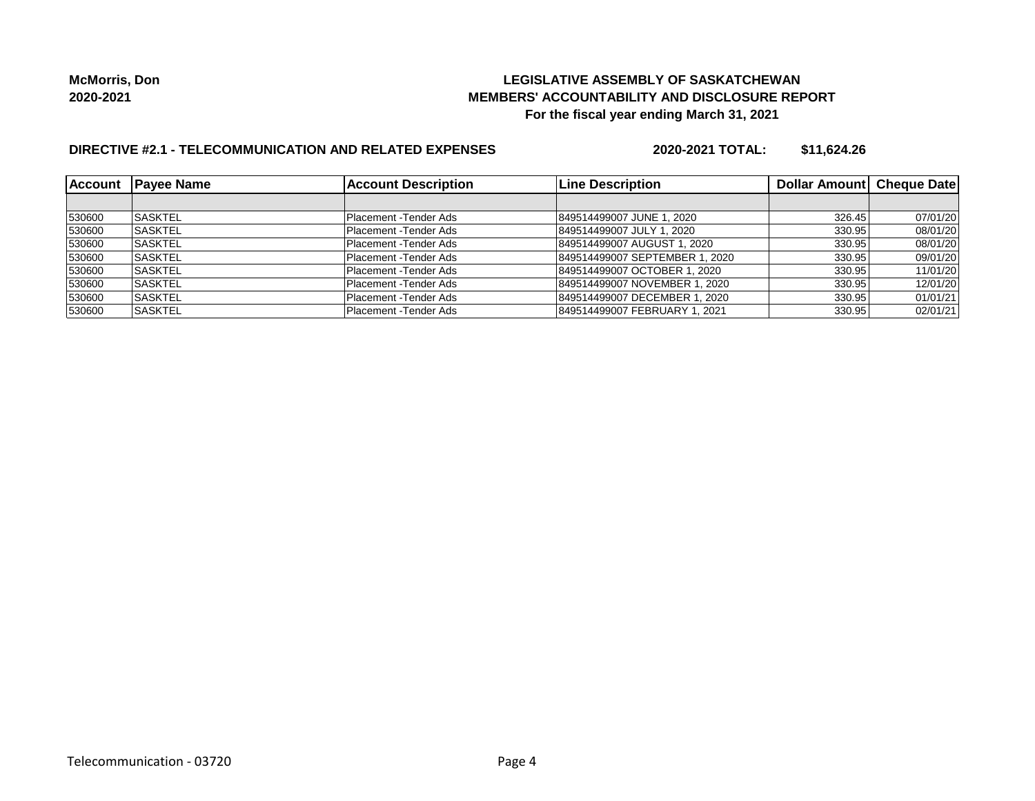**McMorris, Don**
**2020-2021**

**LEGISLATIVE ASSEMBLY OF SASKATCHEWAN**
**MEMBERS' ACCOUNTABILITY AND DISCLOSURE REPORT**
**For the fiscal year ending March 31, 2021**

**DIRECTIVE #2.1 - TELECOMMUNICATION AND RELATED EXPENSES** **2020-2021 TOTAL: $11,624.26**

| Account | Payee Name | Account Description | Line Description | Dollar Amount | Cheque Date |
|---|---|---|---|---|---|
| | | | | | |
| 530600 | SASKTEL | Placement -Tender Ads | 849514499007 JUNE 1, 2020 | 326.45 | 07/01/20 |
| 530600 | SASKTEL | Placement -Tender Ads | 849514499007 JULY 1, 2020 | 330.95 | 08/01/20 |
| 530600 | SASKTEL | Placement -Tender Ads | 849514499007 AUGUST 1, 2020 | 330.95 | 08/01/20 |
| 530600 | SASKTEL | Placement -Tender Ads | 849514499007 SEPTEMBER 1, 2020 | 330.95 | 09/01/20 |
| 530600 | SASKTEL | Placement -Tender Ads | 849514499007 OCTOBER 1, 2020 | 330.95 | 11/01/20 |
| 530600 | SASKTEL | Placement -Tender Ads | 849514499007 NOVEMBER 1, 2020 | 330.95 | 12/01/20 |
| 530600 | SASKTEL | Placement -Tender Ads | 849514499007 DECEMBER 1, 2020 | 330.95 | 01/01/21 |
| 530600 | SASKTEL | Placement -Tender Ads | 849514499007 FEBRUARY 1, 2021 | 330.95 | 02/01/21 |

Telecommunication - 03720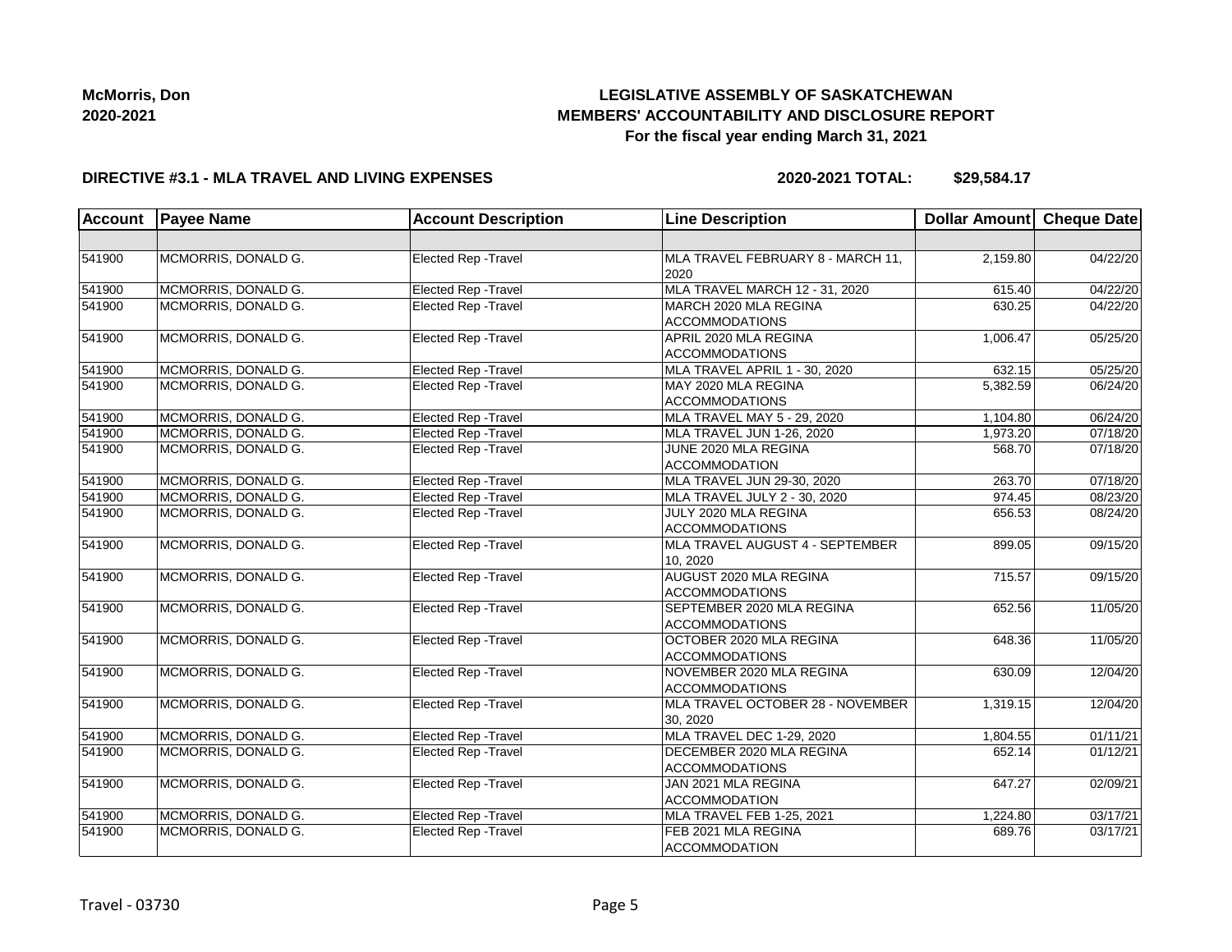**McMorris, Don**
**2020-2021**

# LEGISLATIVE ASSEMBLY OF SASKATCHEWAN
## MEMBERS' ACCOUNTABILITY AND DISCLOSURE REPORT
### For the fiscal year ending March 31, 2021

**DIRECTIVE #3.1 - MLA TRAVEL AND LIVING EXPENSES** **2020-2021 TOTAL: $29,584.17**

| Account | Payee Name | Account Description | Line Description | Dollar Amount | Cheque Date |
|---|---|---|---|---|---|
| | | | | | |
| 541900 | MCMORRIS, DONALD G. | Elected Rep -Travel | MLA TRAVEL FEBRUARY 8 - MARCH 11, 2020 | 2,159.80 | 04/22/20 |
| 541900 | MCMORRIS, DONALD G. | Elected Rep -Travel | MLA TRAVEL MARCH 12 - 31, 2020 | 615.40 | 04/22/20 |
| 541900 | MCMORRIS, DONALD G. | Elected Rep -Travel | MARCH 2020 MLA REGINA ACCOMMODATIONS | 630.25 | 04/22/20 |
| 541900 | MCMORRIS, DONALD G. | Elected Rep -Travel | APRIL 2020 MLA REGINA ACCOMMODATIONS | 1,006.47 | 05/25/20 |
| 541900 | MCMORRIS, DONALD G. | Elected Rep -Travel | MLA TRAVEL APRIL 1 - 30, 2020 | 632.15 | 05/25/20 |
| 541900 | MCMORRIS, DONALD G. | Elected Rep -Travel | MAY 2020 MLA REGINA ACCOMMODATIONS | 5,382.59 | 06/24/20 |
| 541900 | MCMORRIS, DONALD G. | Elected Rep -Travel | MLA TRAVEL MAY 5 - 29, 2020 | 1,104.80 | 06/24/20 |
| 541900 | MCMORRIS, DONALD G. | Elected Rep -Travel | MLA TRAVEL JUN 1-26, 2020 | 1,973.20 | 07/18/20 |
| 541900 | MCMORRIS, DONALD G. | Elected Rep -Travel | JUNE 2020 MLA REGINA ACCOMMODATION | 568.70 | 07/18/20 |
| 541900 | MCMORRIS, DONALD G. | Elected Rep -Travel | MLA TRAVEL JUN 29-30, 2020 | 263.70 | 07/18/20 |
| 541900 | MCMORRIS, DONALD G. | Elected Rep -Travel | MLA TRAVEL JULY 2 - 30, 2020 | 974.45 | 08/23/20 |
| 541900 | MCMORRIS, DONALD G. | Elected Rep -Travel | JULY 2020 MLA REGINA ACCOMMODATIONS | 656.53 | 08/24/20 |
| 541900 | MCMORRIS, DONALD G. | Elected Rep -Travel | MLA TRAVEL AUGUST 4 - SEPTEMBER 10, 2020 | 899.05 | 09/15/20 |
| 541900 | MCMORRIS, DONALD G. | Elected Rep -Travel | AUGUST 2020 MLA REGINA ACCOMMODATIONS | 715.57 | 09/15/20 |
| 541900 | MCMORRIS, DONALD G. | Elected Rep -Travel | SEPTEMBER 2020 MLA REGINA ACCOMMODATIONS | 652.56 | 11/05/20 |
| 541900 | MCMORRIS, DONALD G. | Elected Rep -Travel | OCTOBER 2020 MLA REGINA ACCOMMODATIONS | 648.36 | 11/05/20 |
| 541900 | MCMORRIS, DONALD G. | Elected Rep -Travel | NOVEMBER 2020 MLA REGINA ACCOMMODATIONS | 630.09 | 12/04/20 |
| 541900 | MCMORRIS, DONALD G. | Elected Rep -Travel | MLA TRAVEL OCTOBER 28 - NOVEMBER 30, 2020 | 1,319.15 | 12/04/20 |
| 541900 | MCMORRIS, DONALD G. | Elected Rep -Travel | MLA TRAVEL DEC 1-29, 2020 | 1,804.55 | 01/11/21 |
| 541900 | MCMORRIS, DONALD G. | Elected Rep -Travel | DECEMBER 2020 MLA REGINA ACCOMMODATIONS | 652.14 | 01/12/21 |
| 541900 | MCMORRIS, DONALD G. | Elected Rep -Travel | JAN 2021 MLA REGINA ACCOMMODATION | 647.27 | 02/09/21 |
| 541900 | MCMORRIS, DONALD G. | Elected Rep -Travel | MLA TRAVEL FEB 1-25, 2021 | 1,224.80 | 03/17/21 |
| 541900 | MCMORRIS, DONALD G. | Elected Rep -Travel | FEB 2021 MLA REGINA ACCOMMODATION | 689.76 | 03/17/21 |

Travel - 03730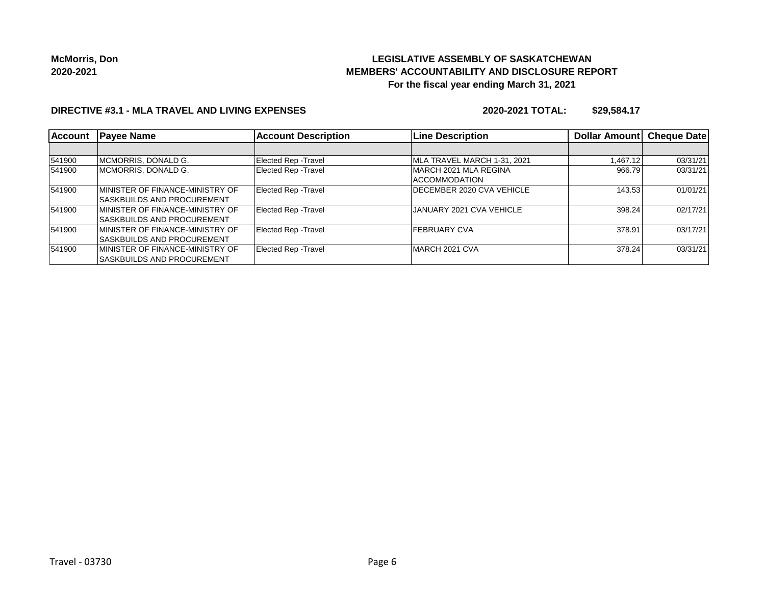**McMorris, Don**
**2020-2021**

# LEGISLATIVE ASSEMBLY OF SASKATCHEWAN
## MEMBERS' ACCOUNTABILITY AND DISCLOSURE REPORT
### For the fiscal year ending March 31, 2021

**DIRECTIVE #3.1 - MLA TRAVEL AND LIVING EXPENSES** **2020-2021 TOTAL: $29,584.17**

| Account | Payee Name | Account Description | Line Description | Dollar Amount | Cheque Date |
|---|---|---|---|---|---|
| | | | | | |
| 541900 | MCMORRIS, DONALD G. | Elected Rep -Travel | MLA TRAVEL MARCH 1-31, 2021 | 1,467.12 | 03/31/21 |
| 541900 | MCMORRIS, DONALD G. | Elected Rep -Travel | MARCH 2021 MLA REGINA ACCOMMODATION | 966.79 | 03/31/21 |
| 541900 | MINISTER OF FINANCE-MINISTRY OF SASKBUILDS AND PROCUREMENT | Elected Rep -Travel | DECEMBER 2020 CVA VEHICLE | 143.53 | 01/01/21 |
| 541900 | MINISTER OF FINANCE-MINISTRY OF SASKBUILDS AND PROCUREMENT | Elected Rep -Travel | JANUARY 2021 CVA VEHICLE | 398.24 | 02/17/21 |
| 541900 | MINISTER OF FINANCE-MINISTRY OF SASKBUILDS AND PROCUREMENT | Elected Rep -Travel | FEBRUARY CVA | 378.91 | 03/17/21 |
| 541900 | MINISTER OF FINANCE-MINISTRY OF SASKBUILDS AND PROCUREMENT | Elected Rep -Travel | MARCH 2021 CVA | 378.24 | 03/31/21 |

Travel - 03730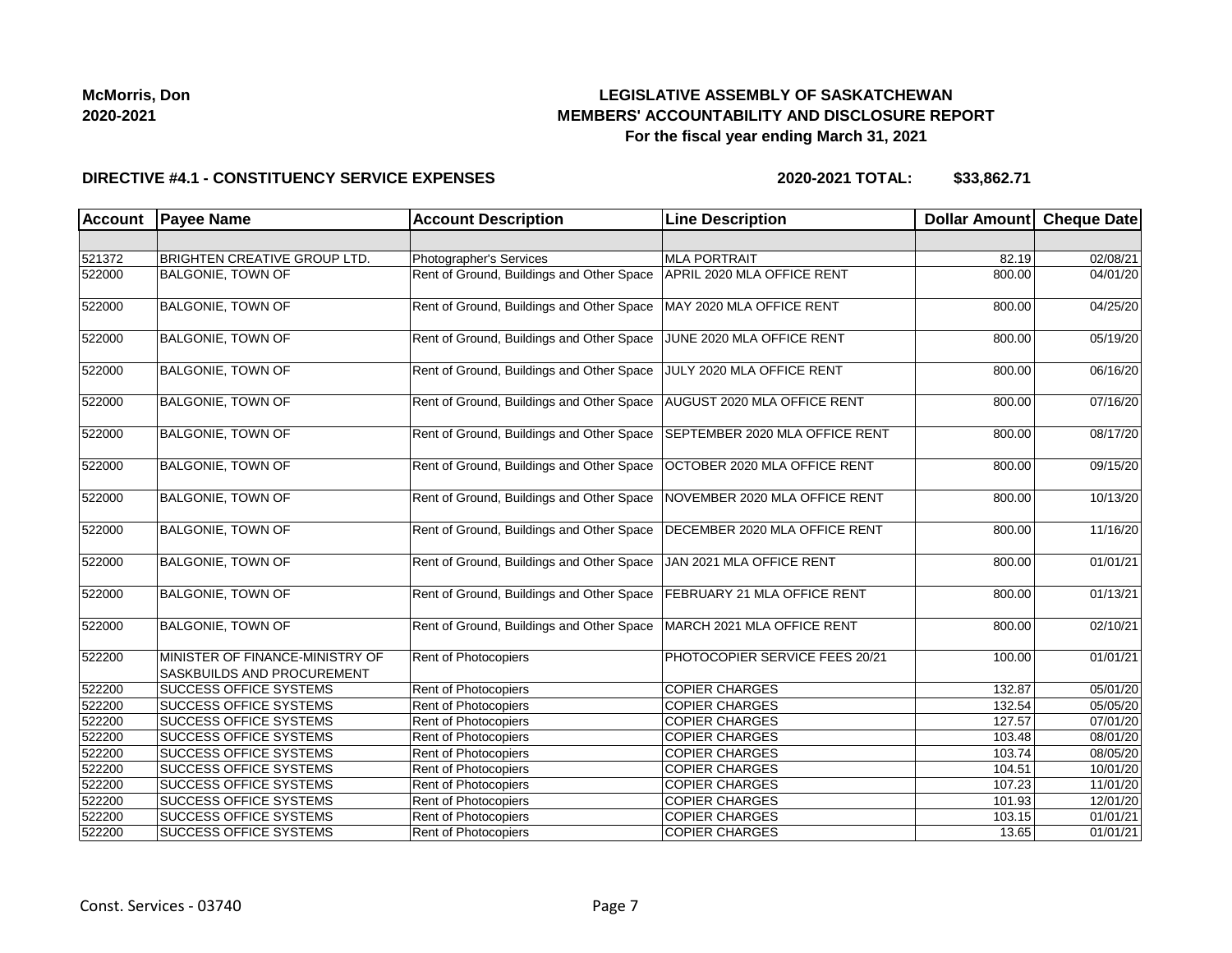**McMorris, Don**
**2020-2021**

# LEGISLATIVE ASSEMBLY OF SASKATCHEWAN
## MEMBERS' ACCOUNTABILITY AND DISCLOSURE REPORT
### For the fiscal year ending March 31, 2021

**DIRECTIVE #4.1 - CONSTITUENCY SERVICE EXPENSES** **2020-2021 TOTAL: $33,862.71**

| Account | Payee Name | Account Description | Line Description | Dollar Amount | Cheque Date |
|---|---|---|---|---|---|
| | | | | | |
| 521372 | BRIGHTEN CREATIVE GROUP LTD. | Photographer's Services | MLA PORTRAIT | 82.19 | 02/08/21 |
| 522000 | BALGONIE, TOWN OF | Rent of Ground, Buildings and Other Space | APRIL 2020 MLA OFFICE RENT | 800.00 | 04/01/20 |
| 522000 | BALGONIE, TOWN OF | Rent of Ground, Buildings and Other Space | MAY 2020 MLA OFFICE RENT | 800.00 | 04/25/20 |
| 522000 | BALGONIE, TOWN OF | Rent of Ground, Buildings and Other Space | JUNE 2020 MLA OFFICE RENT | 800.00 | 05/19/20 |
| 522000 | BALGONIE, TOWN OF | Rent of Ground, Buildings and Other Space | JULY 2020 MLA OFFICE RENT | 800.00 | 06/16/20 |
| 522000 | BALGONIE, TOWN OF | Rent of Ground, Buildings and Other Space | AUGUST 2020 MLA OFFICE RENT | 800.00 | 07/16/20 |
| 522000 | BALGONIE, TOWN OF | Rent of Ground, Buildings and Other Space | SEPTEMBER 2020 MLA OFFICE RENT | 800.00 | 08/17/20 |
| 522000 | BALGONIE, TOWN OF | Rent of Ground, Buildings and Other Space | OCTOBER 2020 MLA OFFICE RENT | 800.00 | 09/15/20 |
| 522000 | BALGONIE, TOWN OF | Rent of Ground, Buildings and Other Space | NOVEMBER 2020 MLA OFFICE RENT | 800.00 | 10/13/20 |
| 522000 | BALGONIE, TOWN OF | Rent of Ground, Buildings and Other Space | DECEMBER 2020 MLA OFFICE RENT | 800.00 | 11/16/20 |
| 522000 | BALGONIE, TOWN OF | Rent of Ground, Buildings and Other Space | JAN 2021 MLA OFFICE RENT | 800.00 | 01/01/21 |
| 522000 | BALGONIE, TOWN OF | Rent of Ground, Buildings and Other Space | FEBRUARY 21 MLA OFFICE RENT | 800.00 | 01/13/21 |
| 522000 | BALGONIE, TOWN OF | Rent of Ground, Buildings and Other Space | MARCH 2021 MLA OFFICE RENT | 800.00 | 02/10/21 |
| 522200 | MINISTER OF FINANCE-MINISTRY OF SASKBUILDS AND PROCUREMENT | Rent of Photocopiers | PHOTOCOPIER SERVICE FEES 20/21 | 100.00 | 01/01/21 |
| 522200 | SUCCESS OFFICE SYSTEMS | Rent of Photocopiers | COPIER CHARGES | 132.87 | 05/01/20 |
| 522200 | SUCCESS OFFICE SYSTEMS | Rent of Photocopiers | COPIER CHARGES | 132.54 | 05/05/20 |
| 522200 | SUCCESS OFFICE SYSTEMS | Rent of Photocopiers | COPIER CHARGES | 127.57 | 07/01/20 |
| 522200 | SUCCESS OFFICE SYSTEMS | Rent of Photocopiers | COPIER CHARGES | 103.48 | 08/01/20 |
| 522200 | SUCCESS OFFICE SYSTEMS | Rent of Photocopiers | COPIER CHARGES | 103.74 | 08/05/20 |
| 522200 | SUCCESS OFFICE SYSTEMS | Rent of Photocopiers | COPIER CHARGES | 104.51 | 10/01/20 |
| 522200 | SUCCESS OFFICE SYSTEMS | Rent of Photocopiers | COPIER CHARGES | 107.23 | 11/01/20 |
| 522200 | SUCCESS OFFICE SYSTEMS | Rent of Photocopiers | COPIER CHARGES | 101.93 | 12/01/20 |
| 522200 | SUCCESS OFFICE SYSTEMS | Rent of Photocopiers | COPIER CHARGES | 103.15 | 01/01/21 |
| 522200 | SUCCESS OFFICE SYSTEMS | Rent of Photocopiers | COPIER CHARGES | 13.65 | 01/01/21 |

Const. Services - 03740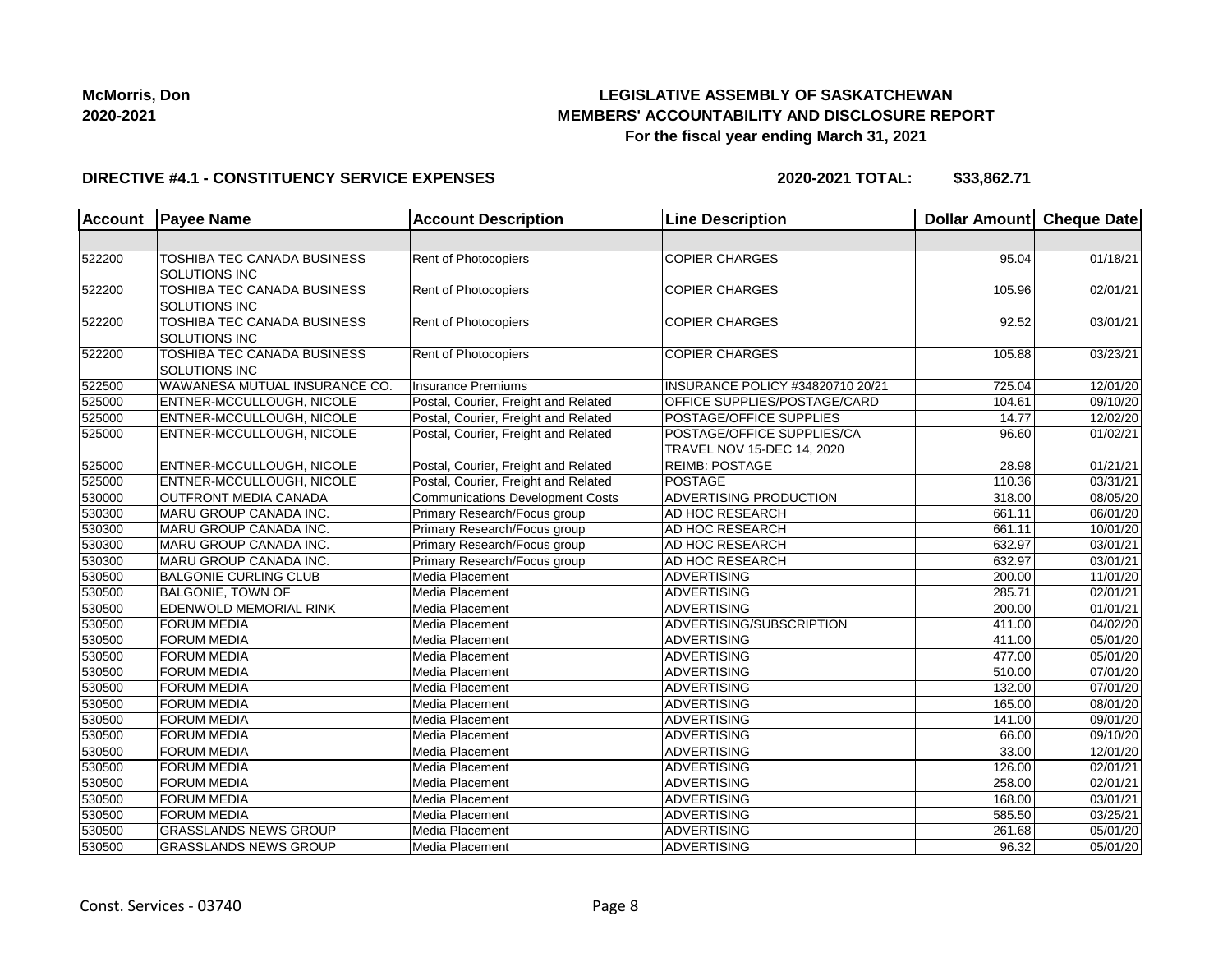**McMorris, Don**
**2020-2021**

## LEGISLATIVE ASSEMBLY OF SASKATCHEWAN
## MEMBERS' ACCOUNTABILITY AND DISCLOSURE REPORT
### For the fiscal year ending March 31, 2021

**DIRECTIVE #4.1 - CONSTITUENCY SERVICE EXPENSES** **2020-2021 TOTAL: $33,862.71**

| Account | Payee Name | Account Description | Line Description | Dollar Amount | Cheque Date |
|---|---|---|---|---|---|
| | | | | | |
| 522200 | TOSHIBA TEC CANADA BUSINESS SOLUTIONS INC | Rent of Photocopiers | COPIER CHARGES | 95.04 | 01/18/21 |
| 522200 | TOSHIBA TEC CANADA BUSINESS SOLUTIONS INC | Rent of Photocopiers | COPIER CHARGES | 105.96 | 02/01/21 |
| 522200 | TOSHIBA TEC CANADA BUSINESS SOLUTIONS INC | Rent of Photocopiers | COPIER CHARGES | 92.52 | 03/01/21 |
| 522200 | TOSHIBA TEC CANADA BUSINESS SOLUTIONS INC | Rent of Photocopiers | COPIER CHARGES | 105.88 | 03/23/21 |
| 522500 | WAWANESA MUTUAL INSURANCE CO. | Insurance Premiums | INSURANCE POLICY #34820710 20/21 | 725.04 | 12/01/20 |
| 525000 | ENTNER-MCCULLOUGH, NICOLE | Postal, Courier, Freight and Related | OFFICE SUPPLIES/POSTAGE/CARD | 104.61 | 09/10/20 |
| 525000 | ENTNER-MCCULLOUGH, NICOLE | Postal, Courier, Freight and Related | POSTAGE/OFFICE SUPPLIES | 14.77 | 12/02/20 |
| 525000 | ENTNER-MCCULLOUGH, NICOLE | Postal, Courier, Freight and Related | POSTAGE/OFFICE SUPPLIES/CA TRAVEL NOV 15-DEC 14, 2020 | 96.60 | 01/02/21 |
| 525000 | ENTNER-MCCULLOUGH, NICOLE | Postal, Courier, Freight and Related | REIMB: POSTAGE | 28.98 | 01/21/21 |
| 525000 | ENTNER-MCCULLOUGH, NICOLE | Postal, Courier, Freight and Related | POSTAGE | 110.36 | 03/31/21 |
| 530000 | OUTFRONT MEDIA CANADA | Communications Development Costs | ADVERTISING PRODUCTION | 318.00 | 08/05/20 |
| 530300 | MARU GROUP CANADA INC. | Primary Research/Focus group | AD HOC RESEARCH | 661.11 | 06/01/20 |
| 530300 | MARU GROUP CANADA INC. | Primary Research/Focus group | AD HOC RESEARCH | 661.11 | 10/01/20 |
| 530300 | MARU GROUP CANADA INC. | Primary Research/Focus group | AD HOC RESEARCH | 632.97 | 03/01/21 |
| 530300 | MARU GROUP CANADA INC. | Primary Research/Focus group | AD HOC RESEARCH | 632.97 | 03/01/21 |
| 530500 | BALGONIE CURLING CLUB | Media Placement | ADVERTISING | 200.00 | 11/01/20 |
| 530500 | BALGONIE, TOWN OF | Media Placement | ADVERTISING | 285.71 | 02/01/21 |
| 530500 | EDENWOLD MEMORIAL RINK | Media Placement | ADVERTISING | 200.00 | 01/01/21 |
| 530500 | FORUM MEDIA | Media Placement | ADVERTISING/SUBSCRIPTION | 411.00 | 04/02/20 |
| 530500 | FORUM MEDIA | Media Placement | ADVERTISING | 411.00 | 05/01/20 |
| 530500 | FORUM MEDIA | Media Placement | ADVERTISING | 477.00 | 05/01/20 |
| 530500 | FORUM MEDIA | Media Placement | ADVERTISING | 510.00 | 07/01/20 |
| 530500 | FORUM MEDIA | Media Placement | ADVERTISING | 132.00 | 07/01/20 |
| 530500 | FORUM MEDIA | Media Placement | ADVERTISING | 165.00 | 08/01/20 |
| 530500 | FORUM MEDIA | Media Placement | ADVERTISING | 141.00 | 09/01/20 |
| 530500 | FORUM MEDIA | Media Placement | ADVERTISING | 66.00 | 09/10/20 |
| 530500 | FORUM MEDIA | Media Placement | ADVERTISING | 33.00 | 12/01/20 |
| 530500 | FORUM MEDIA | Media Placement | ADVERTISING | 126.00 | 02/01/21 |
| 530500 | FORUM MEDIA | Media Placement | ADVERTISING | 258.00 | 02/01/21 |
| 530500 | FORUM MEDIA | Media Placement | ADVERTISING | 168.00 | 03/01/21 |
| 530500 | FORUM MEDIA | Media Placement | ADVERTISING | 585.50 | 03/25/21 |
| 530500 | GRASSLANDS NEWS GROUP | Media Placement | ADVERTISING | 261.68 | 05/01/20 |
| 530500 | GRASSLANDS NEWS GROUP | Media Placement | ADVERTISING | 96.32 | 05/01/20 |

Const. Services - 03740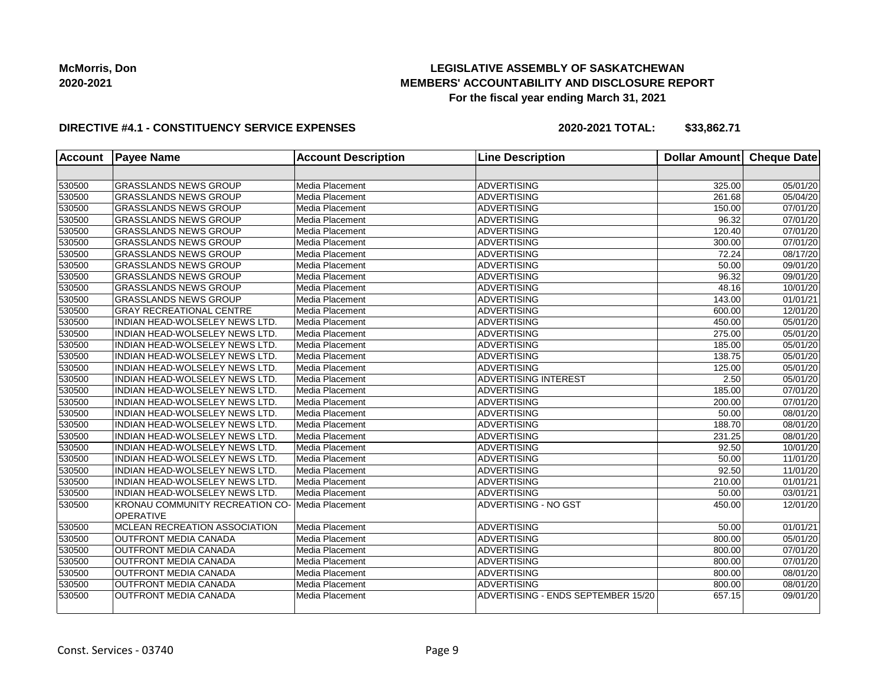McMorris, Don
2020-2021

# LEGISLATIVE ASSEMBLY OF SASKATCHEWAN
## MEMBERS' ACCOUNTABILITY AND DISCLOSURE REPORT
### For the fiscal year ending March 31, 2021

**DIRECTIVE #4.1 - CONSTITUENCY SERVICE EXPENSES** **2020-2021 TOTAL: $33,862.71**

| Account | Payee Name | Account Description | Line Description | Dollar Amount | Cheque Date |
|---|---|---|---|---|---|
| | | | | | |
| 530500 | GRASSLANDS NEWS GROUP | Media Placement | ADVERTISING | 325.00 | 05/01/20 |
| 530500 | GRASSLANDS NEWS GROUP | Media Placement | ADVERTISING | 261.68 | 05/04/20 |
| 530500 | GRASSLANDS NEWS GROUP | Media Placement | ADVERTISING | 150.00 | 07/01/20 |
| 530500 | GRASSLANDS NEWS GROUP | Media Placement | ADVERTISING | 96.32 | 07/01/20 |
| 530500 | GRASSLANDS NEWS GROUP | Media Placement | ADVERTISING | 120.40 | 07/01/20 |
| 530500 | GRASSLANDS NEWS GROUP | Media Placement | ADVERTISING | 300.00 | 07/01/20 |
| 530500 | GRASSLANDS NEWS GROUP | Media Placement | ADVERTISING | 72.24 | 08/17/20 |
| 530500 | GRASSLANDS NEWS GROUP | Media Placement | ADVERTISING | 50.00 | 09/01/20 |
| 530500 | GRASSLANDS NEWS GROUP | Media Placement | ADVERTISING | 96.32 | 09/01/20 |
| 530500 | GRASSLANDS NEWS GROUP | Media Placement | ADVERTISING | 48.16 | 10/01/20 |
| 530500 | GRASSLANDS NEWS GROUP | Media Placement | ADVERTISING | 143.00 | 01/01/21 |
| 530500 | GRAY RECREATIONAL CENTRE | Media Placement | ADVERTISING | 600.00 | 12/01/20 |
| 530500 | INDIAN HEAD-WOLSELEY NEWS LTD. | Media Placement | ADVERTISING | 450.00 | 05/01/20 |
| 530500 | INDIAN HEAD-WOLSELEY NEWS LTD. | Media Placement | ADVERTISING | 275.00 | 05/01/20 |
| 530500 | INDIAN HEAD-WOLSELEY NEWS LTD. | Media Placement | ADVERTISING | 185.00 | 05/01/20 |
| 530500 | INDIAN HEAD-WOLSELEY NEWS LTD. | Media Placement | ADVERTISING | 138.75 | 05/01/20 |
| 530500 | INDIAN HEAD-WOLSELEY NEWS LTD. | Media Placement | ADVERTISING | 125.00 | 05/01/20 |
| 530500 | INDIAN HEAD-WOLSELEY NEWS LTD. | Media Placement | ADVERTISING INTEREST | 2.50 | 05/01/20 |
| 530500 | INDIAN HEAD-WOLSELEY NEWS LTD. | Media Placement | ADVERTISING | 185.00 | 07/01/20 |
| 530500 | INDIAN HEAD-WOLSELEY NEWS LTD. | Media Placement | ADVERTISING | 200.00 | 07/01/20 |
| 530500 | INDIAN HEAD-WOLSELEY NEWS LTD. | Media Placement | ADVERTISING | 50.00 | 08/01/20 |
| 530500 | INDIAN HEAD-WOLSELEY NEWS LTD. | Media Placement | ADVERTISING | 188.70 | 08/01/20 |
| 530500 | INDIAN HEAD-WOLSELEY NEWS LTD. | Media Placement | ADVERTISING | 231.25 | 08/01/20 |
| 530500 | INDIAN HEAD-WOLSELEY NEWS LTD. | Media Placement | ADVERTISING | 92.50 | 10/01/20 |
| 530500 | INDIAN HEAD-WOLSELEY NEWS LTD. | Media Placement | ADVERTISING | 50.00 | 11/01/20 |
| 530500 | INDIAN HEAD-WOLSELEY NEWS LTD. | Media Placement | ADVERTISING | 92.50 | 11/01/20 |
| 530500 | INDIAN HEAD-WOLSELEY NEWS LTD. | Media Placement | ADVERTISING | 210.00 | 01/01/21 |
| 530500 | INDIAN HEAD-WOLSELEY NEWS LTD. | Media Placement | ADVERTISING | 50.00 | 03/01/21 |
| 530500 | KRONAU COMMUNITY RECREATION CO-OPERATIVE | Media Placement | ADVERTISING - NO GST | 450.00 | 12/01/20 |
| 530500 | MCLEAN RECREATION ASSOCIATION | Media Placement | ADVERTISING | 50.00 | 01/01/21 |
| 530500 | OUTFRONT MEDIA CANADA | Media Placement | ADVERTISING | 800.00 | 05/01/20 |
| 530500 | OUTFRONT MEDIA CANADA | Media Placement | ADVERTISING | 800.00 | 07/01/20 |
| 530500 | OUTFRONT MEDIA CANADA | Media Placement | ADVERTISING | 800.00 | 07/01/20 |
| 530500 | OUTFRONT MEDIA CANADA | Media Placement | ADVERTISING | 800.00 | 08/01/20 |
| 530500 | OUTFRONT MEDIA CANADA | Media Placement | ADVERTISING | 800.00 | 08/01/20 |
| 530500 | OUTFRONT MEDIA CANADA | Media Placement | ADVERTISING - ENDS SEPTEMBER 15/20 | 657.15 | 09/01/20 |

Const. Services - 03740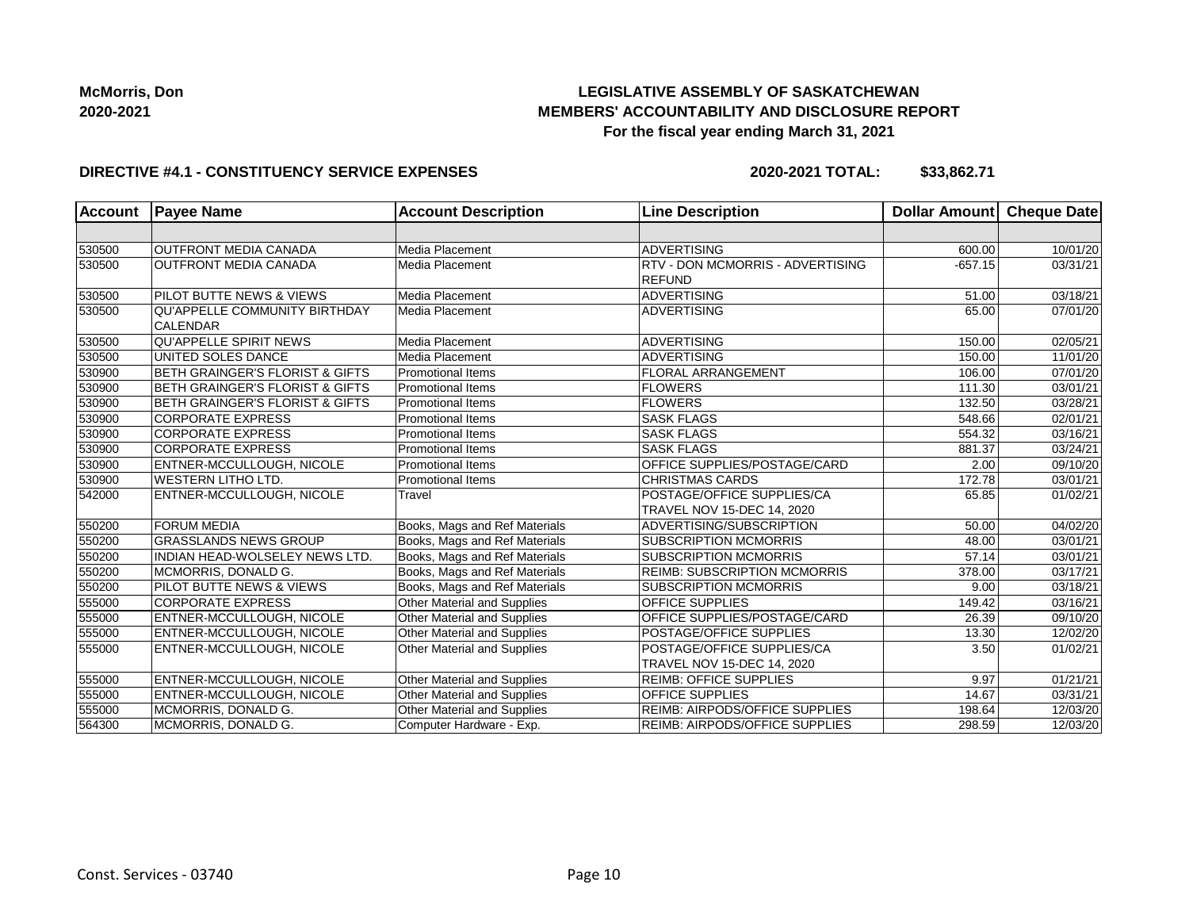**McMorris, Don**
**2020-2021**

# LEGISLATIVE ASSEMBLY OF SASKATCHEWAN
## MEMBERS' ACCOUNTABILITY AND DISCLOSURE REPORT
### For the fiscal year ending March 31, 2021

**DIRECTIVE #4.1 - CONSTITUENCY SERVICE EXPENSES** **2020-2021 TOTAL: $33,862.71**

| Account | Payee Name | Account Description | Line Description | Dollar Amount | Cheque Date |
|---|---|---|---|---|---|
| | | | | | |
| 530500 | OUTFRONT MEDIA CANADA | Media Placement | ADVERTISING | 600.00 | 10/01/20 |
| 530500 | OUTFRONT MEDIA CANADA | Media Placement | RTV - DON MCMORRIS - ADVERTISING REFUND | -657.15 | 03/31/21 |
| 530500 | PILOT BUTTE NEWS & VIEWS | Media Placement | ADVERTISING | 51.00 | 03/18/21 |
| 530500 | QU'APPELLE COMMUNITY BIRTHDAY CALENDAR | Media Placement | ADVERTISING | 65.00 | 07/01/20 |
| 530500 | QU'APPELLE SPIRIT NEWS | Media Placement | ADVERTISING | 150.00 | 02/05/21 |
| 530500 | UNITED SOLES DANCE | Media Placement | ADVERTISING | 150.00 | 11/01/20 |
| 530900 | BETH GRAINGER'S FLORIST & GIFTS | Promotional Items | FLORAL ARRANGEMENT | 106.00 | 07/01/20 |
| 530900 | BETH GRAINGER'S FLORIST & GIFTS | Promotional Items | FLOWERS | 111.30 | 03/01/21 |
| 530900 | BETH GRAINGER'S FLORIST & GIFTS | Promotional Items | FLOWERS | 132.50 | 03/28/21 |
| 530900 | CORPORATE EXPRESS | Promotional Items | SASK FLAGS | 548.66 | 02/01/21 |
| 530900 | CORPORATE EXPRESS | Promotional Items | SASK FLAGS | 554.32 | 03/16/21 |
| 530900 | CORPORATE EXPRESS | Promotional Items | SASK FLAGS | 881.37 | 03/24/21 |
| 530900 | ENTNER-MCCULLOUGH, NICOLE | Promotional Items | OFFICE SUPPLIES/POSTAGE/CARD | 2.00 | 09/10/20 |
| 530900 | WESTERN LITHO LTD. | Promotional Items | CHRISTMAS CARDS | 172.78 | 03/01/21 |
| 542000 | ENTNER-MCCULLOUGH, NICOLE | Travel | POSTAGE/OFFICE SUPPLIES/CA TRAVEL NOV 15-DEC 14, 2020 | 65.85 | 01/02/21 |
| 550200 | FORUM MEDIA | Books, Mags and Ref Materials | ADVERTISING/SUBSCRIPTION | 50.00 | 04/02/20 |
| 550200 | GRASSLANDS NEWS GROUP | Books, Mags and Ref Materials | SUBSCRIPTION MCMORRIS | 48.00 | 03/01/21 |
| 550200 | INDIAN HEAD-WOLSELEY NEWS LTD. | Books, Mags and Ref Materials | SUBSCRIPTION MCMORRIS | 57.14 | 03/01/21 |
| 550200 | MCMORRIS, DONALD G. | Books, Mags and Ref Materials | REIMB: SUBSCRIPTION MCMORRIS | 378.00 | 03/17/21 |
| 550200 | PILOT BUTTE NEWS & VIEWS | Books, Mags and Ref Materials | SUBSCRIPTION MCMORRIS | 9.00 | 03/18/21 |
| 555000 | CORPORATE EXPRESS | Other Material and Supplies | OFFICE SUPPLIES | 149.42 | 03/16/21 |
| 555000 | ENTNER-MCCULLOUGH, NICOLE | Other Material and Supplies | OFFICE SUPPLIES/POSTAGE/CARD | 26.39 | 09/10/20 |
| 555000 | ENTNER-MCCULLOUGH, NICOLE | Other Material and Supplies | POSTAGE/OFFICE SUPPLIES | 13.30 | 12/02/20 |
| 555000 | ENTNER-MCCULLOUGH, NICOLE | Other Material and Supplies | POSTAGE/OFFICE SUPPLIES/CA TRAVEL NOV 15-DEC 14, 2020 | 3.50 | 01/02/21 |
| 555000 | ENTNER-MCCULLOUGH, NICOLE | Other Material and Supplies | REIMB: OFFICE SUPPLIES | 9.97 | 01/21/21 |
| 555000 | ENTNER-MCCULLOUGH, NICOLE | Other Material and Supplies | OFFICE SUPPLIES | 14.67 | 03/31/21 |
| 555000 | MCMORRIS, DONALD G. | Other Material and Supplies | REIMB: AIRPODS/OFFICE SUPPLIES | 198.64 | 12/03/20 |
| 564300 | MCMORRIS, DONALD G. | Computer Hardware - Exp. | REIMB: AIRPODS/OFFICE SUPPLIES | 298.59 | 12/03/20 |

Const. Services - 03740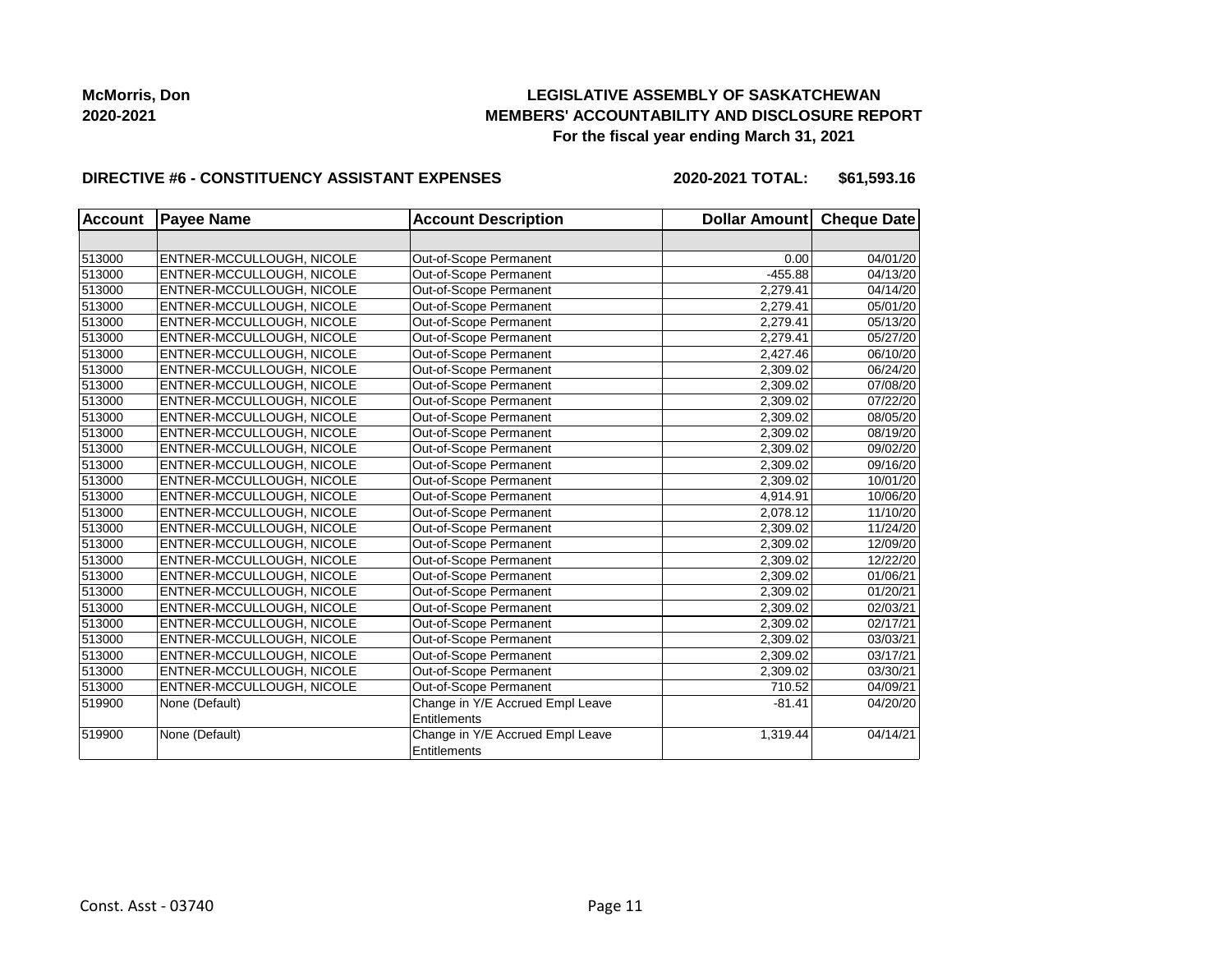**McMorris, Don**
**2020-2021**

## LEGISLATIVE ASSEMBLY OF SASKATCHEWAN
## MEMBERS' ACCOUNTABILITY AND DISCLOSURE REPORT
### For the fiscal year ending March 31, 2021

**DIRECTIVE #6 - CONSTITUENCY ASSISTANT EXPENSES** **2020-2021 TOTAL: $61,593.16**

| Account | Payee Name | Account Description | Dollar Amount | Cheque Date |
|---|---|---|---|---|
| | | | | |
| 513000 | ENTNER-MCCULLOUGH, NICOLE | Out-of-Scope Permanent | 0.00 | 04/01/20 |
| 513000 | ENTNER-MCCULLOUGH, NICOLE | Out-of-Scope Permanent | -455.88 | 04/13/20 |
| 513000 | ENTNER-MCCULLOUGH, NICOLE | Out-of-Scope Permanent | 2,279.41 | 04/14/20 |
| 513000 | ENTNER-MCCULLOUGH, NICOLE | Out-of-Scope Permanent | 2,279.41 | 05/01/20 |
| 513000 | ENTNER-MCCULLOUGH, NICOLE | Out-of-Scope Permanent | 2,279.41 | 05/13/20 |
| 513000 | ENTNER-MCCULLOUGH, NICOLE | Out-of-Scope Permanent | 2,279.41 | 05/27/20 |
| 513000 | ENTNER-MCCULLOUGH, NICOLE | Out-of-Scope Permanent | 2,427.46 | 06/10/20 |
| 513000 | ENTNER-MCCULLOUGH, NICOLE | Out-of-Scope Permanent | 2,309.02 | 06/24/20 |
| 513000 | ENTNER-MCCULLOUGH, NICOLE | Out-of-Scope Permanent | 2,309.02 | 07/08/20 |
| 513000 | ENTNER-MCCULLOUGH, NICOLE | Out-of-Scope Permanent | 2,309.02 | 07/22/20 |
| 513000 | ENTNER-MCCULLOUGH, NICOLE | Out-of-Scope Permanent | 2,309.02 | 08/05/20 |
| 513000 | ENTNER-MCCULLOUGH, NICOLE | Out-of-Scope Permanent | 2,309.02 | 08/19/20 |
| 513000 | ENTNER-MCCULLOUGH, NICOLE | Out-of-Scope Permanent | 2,309.02 | 09/02/20 |
| 513000 | ENTNER-MCCULLOUGH, NICOLE | Out-of-Scope Permanent | 2,309.02 | 09/16/20 |
| 513000 | ENTNER-MCCULLOUGH, NICOLE | Out-of-Scope Permanent | 2,309.02 | 10/01/20 |
| 513000 | ENTNER-MCCULLOUGH, NICOLE | Out-of-Scope Permanent | 4,914.91 | 10/06/20 |
| 513000 | ENTNER-MCCULLOUGH, NICOLE | Out-of-Scope Permanent | 2,078.12 | 11/10/20 |
| 513000 | ENTNER-MCCULLOUGH, NICOLE | Out-of-Scope Permanent | 2,309.02 | 11/24/20 |
| 513000 | ENTNER-MCCULLOUGH, NICOLE | Out-of-Scope Permanent | 2,309.02 | 12/09/20 |
| 513000 | ENTNER-MCCULLOUGH, NICOLE | Out-of-Scope Permanent | 2,309.02 | 12/22/20 |
| 513000 | ENTNER-MCCULLOUGH, NICOLE | Out-of-Scope Permanent | 2,309.02 | 01/06/21 |
| 513000 | ENTNER-MCCULLOUGH, NICOLE | Out-of-Scope Permanent | 2,309.02 | 01/20/21 |
| 513000 | ENTNER-MCCULLOUGH, NICOLE | Out-of-Scope Permanent | 2,309.02 | 02/03/21 |
| 513000 | ENTNER-MCCULLOUGH, NICOLE | Out-of-Scope Permanent | 2,309.02 | 02/17/21 |
| 513000 | ENTNER-MCCULLOUGH, NICOLE | Out-of-Scope Permanent | 2,309.02 | 03/03/21 |
| 513000 | ENTNER-MCCULLOUGH, NICOLE | Out-of-Scope Permanent | 2,309.02 | 03/17/21 |
| 513000 | ENTNER-MCCULLOUGH, NICOLE | Out-of-Scope Permanent | 2,309.02 | 03/30/21 |
| 513000 | ENTNER-MCCULLOUGH, NICOLE | Out-of-Scope Permanent | 710.52 | 04/09/21 |
| 519900 | None (Default) | Change in Y/E Accrued Empl Leave Entitlements | -81.41 | 04/20/20 |
| 519900 | None (Default) | Change in Y/E Accrued Empl Leave Entitlements | 1,319.44 | 04/14/21 |

Const. Asst - 03740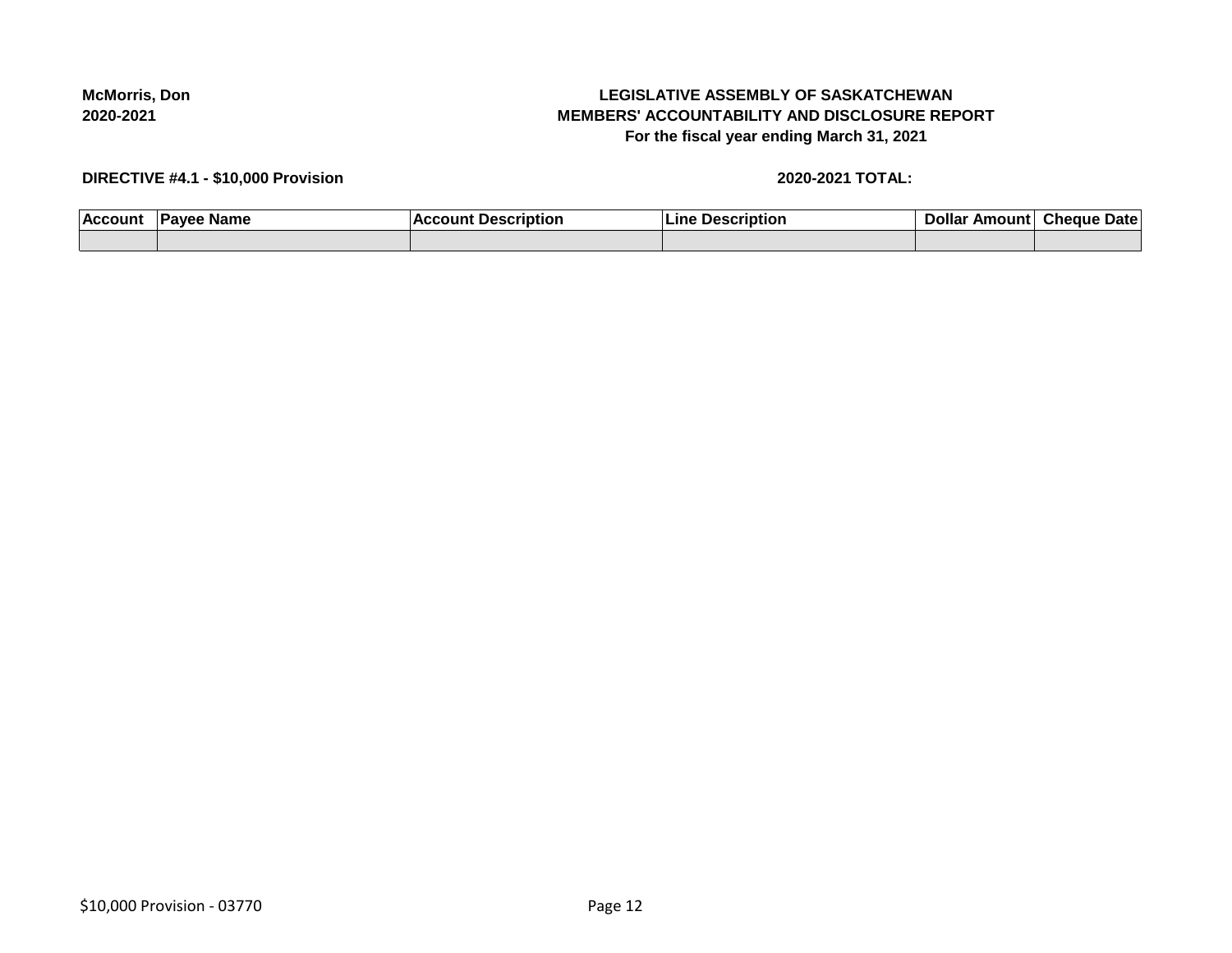**McMorris, Don**
**2020-2021**

**LEGISLATIVE ASSEMBLY OF SASKATCHEWAN**
**MEMBERS' ACCOUNTABILITY AND DISCLOSURE REPORT**
**For the fiscal year ending March 31, 2021**

**DIRECTIVE #4.1 - $10,000 Provision**

**2020-2021 TOTAL:**

| Account | Payee Name | Account Description | Line Description | Dollar Amount | Cheque Date |
|---|---|---|---|---|---|
| | | | | | |

$10,000 Provision - 03770